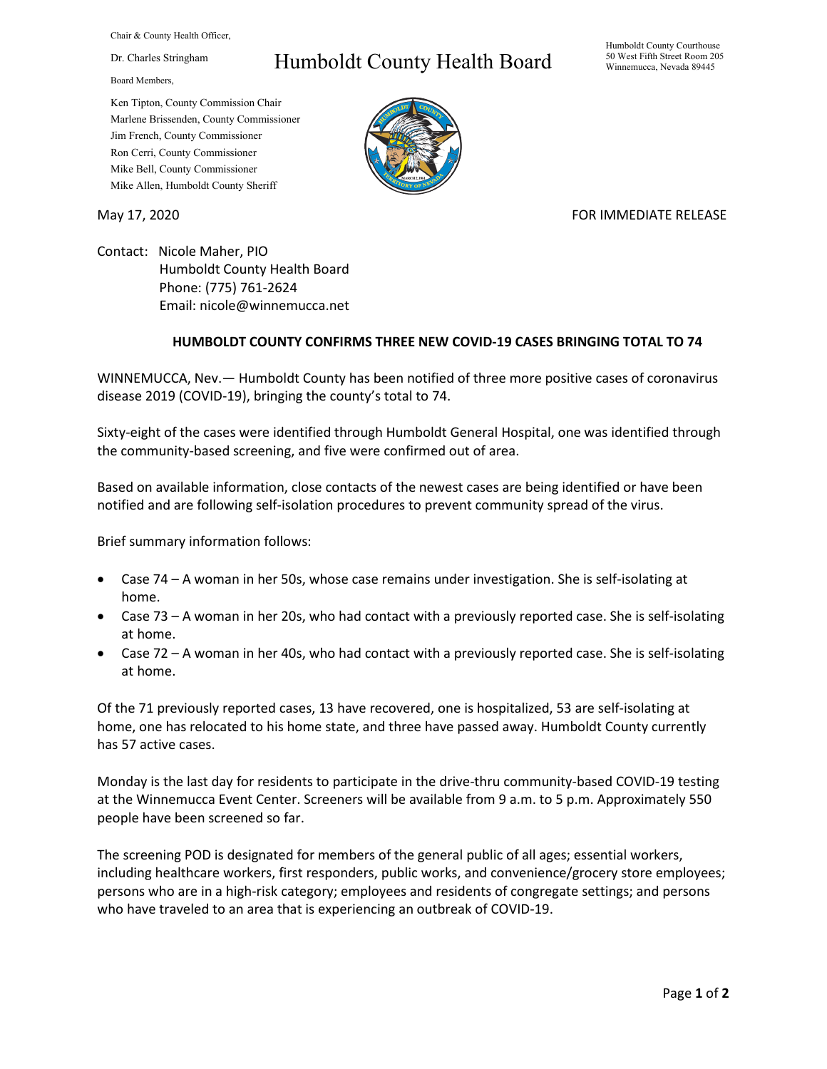Chair & County Health Officer,

Dr. Charles Stringham

Board Members,

Ken Tipton, County Commission Chair
Marlene Brissenden, County Commissioner
Jim French, County Commissioner
Ron Cerri, County Commissioner
Mike Bell, County Commissioner
Mike Allen, Humboldt County Sheriff

# Humboldt County Health Board

Humboldt County Courthouse
50 West Fifth Street Room 205
Winnemucca, Nevada 89445

May 17, 2020

FOR IMMEDIATE RELEASE

Contact: Nicole Maher, PIO
Humboldt County Health Board
Phone: (775) 761-2624
Email: nicole@winnemucca.net

## HUMBOLDT COUNTY CONFIRMS THREE NEW COVID-19 CASES BRINGING TOTAL TO 74

WINNEMUCCA, Nev.— Humboldt County has been notified of three more positive cases of coronavirus disease 2019 (COVID-19), bringing the county's total to 74.

Sixty-eight of the cases were identified through Humboldt General Hospital, one was identified through the community-based screening, and five were confirmed out of area.

Based on available information, close contacts of the newest cases are being identified or have been notified and are following self-isolation procedures to prevent community spread of the virus.

Brief summary information follows:

- Case 74 – A woman in her 50s, whose case remains under investigation. She is self-isolating at home.
- Case 73 – A woman in her 20s, who had contact with a previously reported case. She is self-isolating at home.
- Case 72 – A woman in her 40s, who had contact with a previously reported case. She is self-isolating at home.

Of the 71 previously reported cases, 13 have recovered, one is hospitalized, 53 are self-isolating at home, one has relocated to his home state, and three have passed away. Humboldt County currently has 57 active cases.

Monday is the last day for residents to participate in the drive-thru community-based COVID-19 testing at the Winnemucca Event Center. Screeners will be available from 9 a.m. to 5 p.m. Approximately 550 people have been screened so far.

The screening POD is designated for members of the general public of all ages; essential workers, including healthcare workers, first responders, public works, and convenience/grocery store employees; persons who are in a high-risk category; employees and residents of congregate settings; and persons who have traveled to an area that is experiencing an outbreak of COVID-19.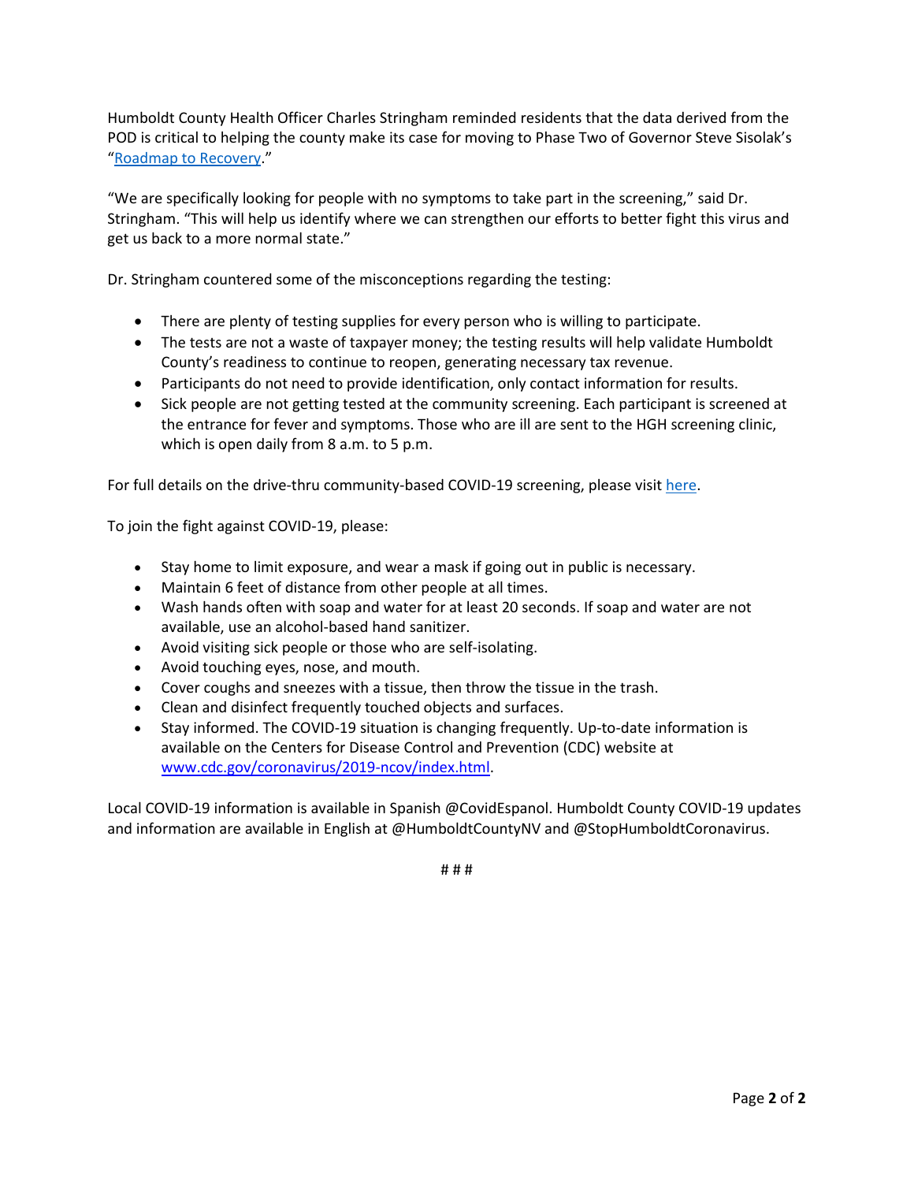Humboldt County Health Officer Charles Stringham reminded residents that the data derived from the POD is critical to helping the county make its case for moving to Phase Two of Governor Steve Sisolak's "[Roadmap to Recovery](#)."

"We are specifically looking for people with no symptoms to take part in the screening," said Dr. Stringham. "This will help us identify where we can strengthen our efforts to better fight this virus and get us back to a more normal state."

Dr. Stringham countered some of the misconceptions regarding the testing:

- There are plenty of testing supplies for every person who is willing to participate.
- The tests are not a waste of taxpayer money; the testing results will help validate Humboldt County's readiness to continue to reopen, generating necessary tax revenue.
- Participants do not need to provide identification, only contact information for results.
- Sick people are not getting tested at the community screening. Each participant is screened at the entrance for fever and symptoms. Those who are ill are sent to the HGH screening clinic, which is open daily from 8 a.m. to 5 p.m.

For full details on the drive-thru community-based COVID-19 screening, please visit [here](#).

To join the fight against COVID-19, please:

- Stay home to limit exposure, and wear a mask if going out in public is necessary.
- Maintain 6 feet of distance from other people at all times.
- Wash hands often with soap and water for at least 20 seconds. If soap and water are not available, use an alcohol-based hand sanitizer.
- Avoid visiting sick people or those who are self-isolating.
- Avoid touching eyes, nose, and mouth.
- Cover coughs and sneezes with a tissue, then throw the tissue in the trash.
- Clean and disinfect frequently touched objects and surfaces.
- Stay informed. The COVID-19 situation is changing frequently. Up-to-date information is available on the Centers for Disease Control and Prevention (CDC) website at [www.cdc.gov/coronavirus/2019-ncov/index.html](www.cdc.gov/coronavirus/2019-ncov/index.html).

Local COVID-19 information is available in Spanish @CovidEspanol. Humboldt County COVID-19 updates and information are available in English at @HumboldtCountyNV and @StopHumboldtCoronavirus.

# # #